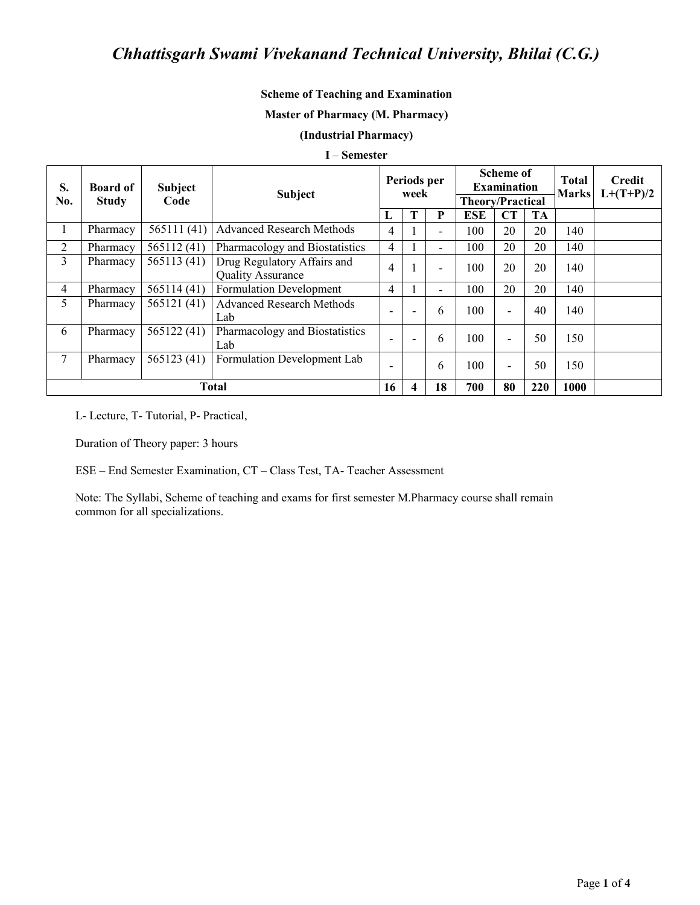# *Chhattisgarh Swami Vivekanand Technical University, Bhilai (C.G.)*

**Scheme of Teaching and Examination**

**Master of Pharmacy (M. Pharmacy)**

**(Industrial Pharmacy)**

**I – Semester**

| S. No. | Board of Study | Subject Code | Subject | Periods per week | | | Scheme of Examination Theory/Practical | | | Total Marks | Credit L+(T+P)/2 |
|---|---|---|---|---|---|---|---|---|---|---|---|
| | | | | L | T | P | ESE | CT | TA | | |
| 1 | Pharmacy | 565111 (41) | Advanced Research Methods | 4 | 1 | - | 100 | 20 | 20 | 140 | |
| 2 | Pharmacy | 565112 (41) | Pharmacology and Biostatistics | 4 | 1 | - | 100 | 20 | 20 | 140 | |
| 3 | Pharmacy | 565113 (41) | Drug Regulatory Affairs and Quality Assurance | 4 | 1 | - | 100 | 20 | 20 | 140 | |
| 4 | Pharmacy | 565114 (41) | Formulation Development | 4 | 1 | - | 100 | 20 | 20 | 140 | |
| 5 | Pharmacy | 565121 (41) | Advanced Research Methods Lab | - | - | 6 | 100 | - | 40 | 140 | |
| 6 | Pharmacy | 565122 (41) | Pharmacology and Biostatistics Lab | - | - | 6 | 100 | - | 50 | 150 | |
| 7 | Pharmacy | 565123 (41) | Formulation Development Lab | - | | 6 | 100 | - | 50 | 150 | |
| **Total** | | | | **16** | **4** | **18** | **700** | **80** | **220** | **1000** | |

L- Lecture, T- Tutorial, P- Practical,

Duration of Theory paper: 3 hours

ESE – End Semester Examination, CT – Class Test, TA- Teacher Assessment

Note: The Syllabi, Scheme of teaching and exams for first semester M.Pharmacy course shall remain common for all specializations.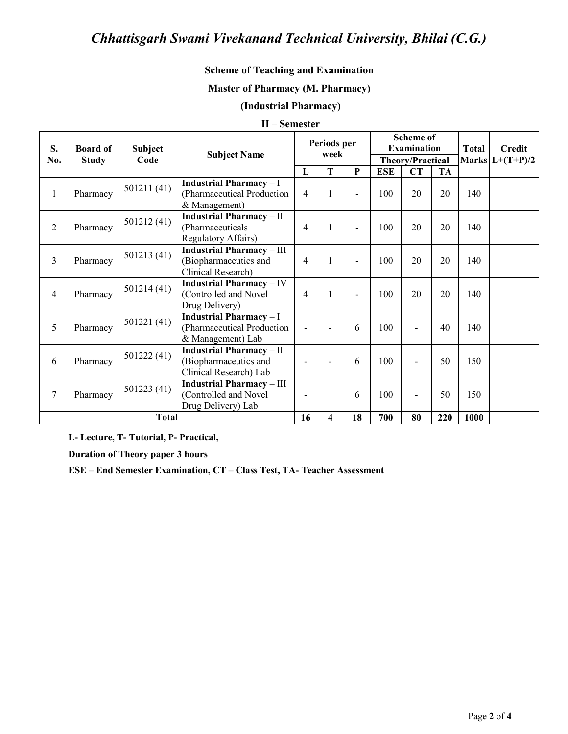# Chhattisgarh Swami Vivekanand Technical University, Bhilai (C.G.)

**Scheme of Teaching and Examination**

**Master of Pharmacy (M. Pharmacy)**

**(Industrial Pharmacy)**

**II – Semester**

| S. No. | Board of Study | Subject Code | Subject Name | Periods per week | | | Scheme of Examination Theory/Practical | | | Total Marks | Credit L+(T+P)/2 |
|---|---|---|---|---|---|---|---|---|---|---|---|
| | | | | L | T | P | ESE | CT | TA | | |
| 1 | Pharmacy | 501211 (41) | **Industrial Pharmacy** – I (Pharmaceutical Production & Management) | 4 | 1 | - | 100 | 20 | 20 | 140 | |
| 2 | Pharmacy | 501212 (41) | **Industrial Pharmacy** – II (Pharmaceuticals Regulatory Affairs) | 4 | 1 | - | 100 | 20 | 20 | 140 | |
| 3 | Pharmacy | 501213 (41) | **Industrial Pharmacy** – III (Biopharmaceutics and Clinical Research) | 4 | 1 | - | 100 | 20 | 20 | 140 | |
| 4 | Pharmacy | 501214 (41) | **Industrial Pharmacy** – IV (Controlled and Novel Drug Delivery) | 4 | 1 | - | 100 | 20 | 20 | 140 | |
| 5 | Pharmacy | 501221 (41) | **Industrial Pharmacy** – I (Pharmaceutical Production & Management) Lab | - | - | 6 | 100 | - | 40 | 140 | |
| 6 | Pharmacy | 501222 (41) | **Industrial Pharmacy** – II (Biopharmaceutics and Clinical Research) Lab | - | - | 6 | 100 | - | 50 | 150 | |
| 7 | Pharmacy | 501223 (41) | **Industrial Pharmacy** – III (Controlled and Novel Drug Delivery) Lab | - | | 6 | 100 | - | 50 | 150 | |
| **Total** | | | | **16** | **4** | **18** | **700** | **80** | **220** | **1000** | |

**L- Lecture, T- Tutorial, P- Practical,**

**Duration of Theory paper 3 hours**

**ESE – End Semester Examination, CT – Class Test, TA- Teacher Assessment**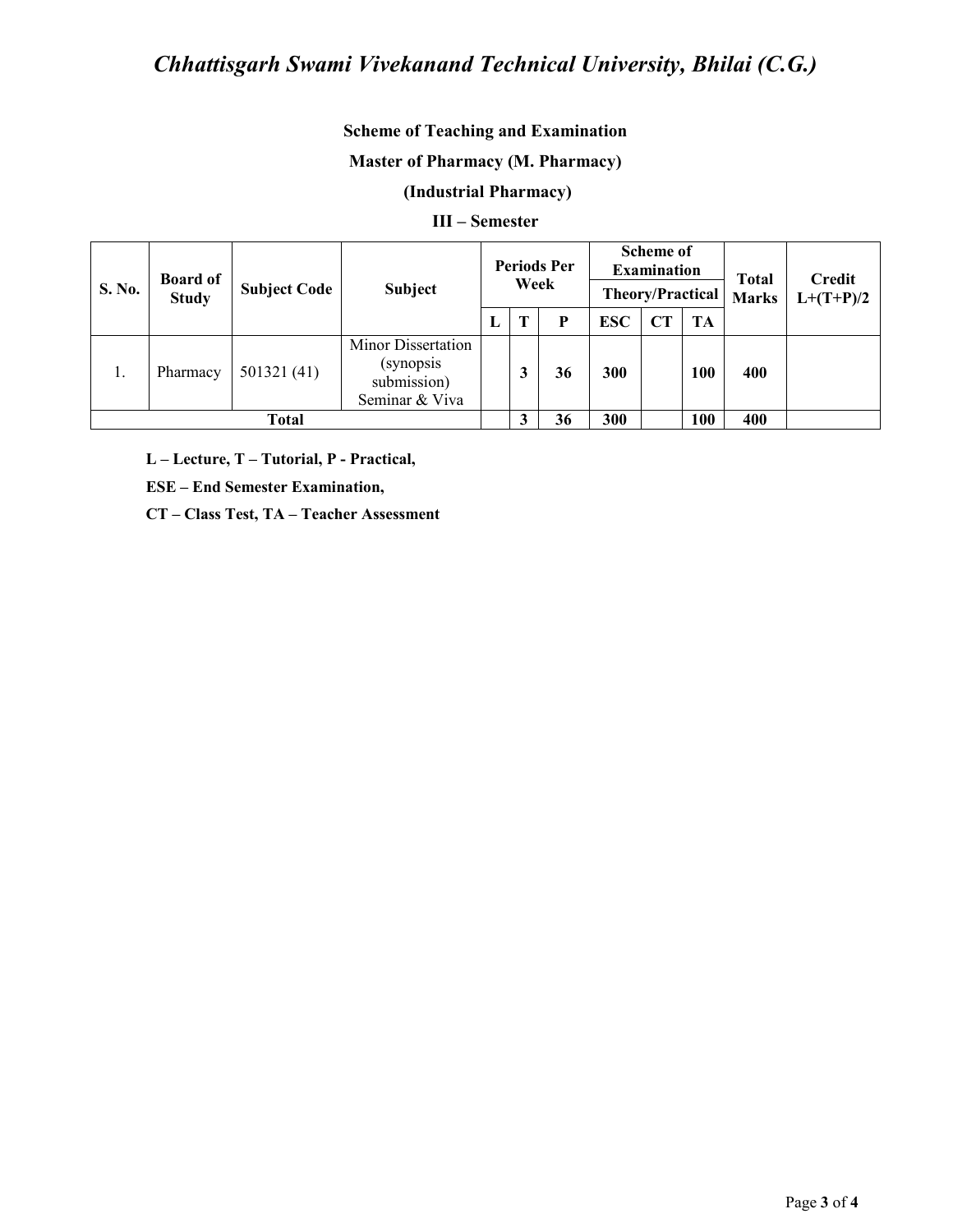# Chhattisgarh Swami Vivekanand Technical University, Bhilai (C.G.)

**Scheme of Teaching and Examination**

**Master of Pharmacy (M. Pharmacy)**

**(Industrial Pharmacy)**

**III – Semester**

| S. No. | Board of Study | Subject Code | Subject | Periods Per Week | | | Scheme of Examination Theory/Practical | | | Total Marks | Credit L+(T+P)/2 |
|---|---|---|---|---|---|---|---|---|---|---|---|
| | | | | L | T | P | ESC | CT | TA | | |
| 1. | Pharmacy | 501321 (41) | Minor Dissertation (synopsis submission) Seminar & Viva | | 3 | 36 | 300 | | 100 | 400 | |
| **Total** | | | | | **3** | **36** | **300** | | **100** | **400** | |

**L – Lecture, T – Tutorial, P - Practical,**

**ESE – End Semester Examination,**

**CT – Class Test, TA – Teacher Assessment**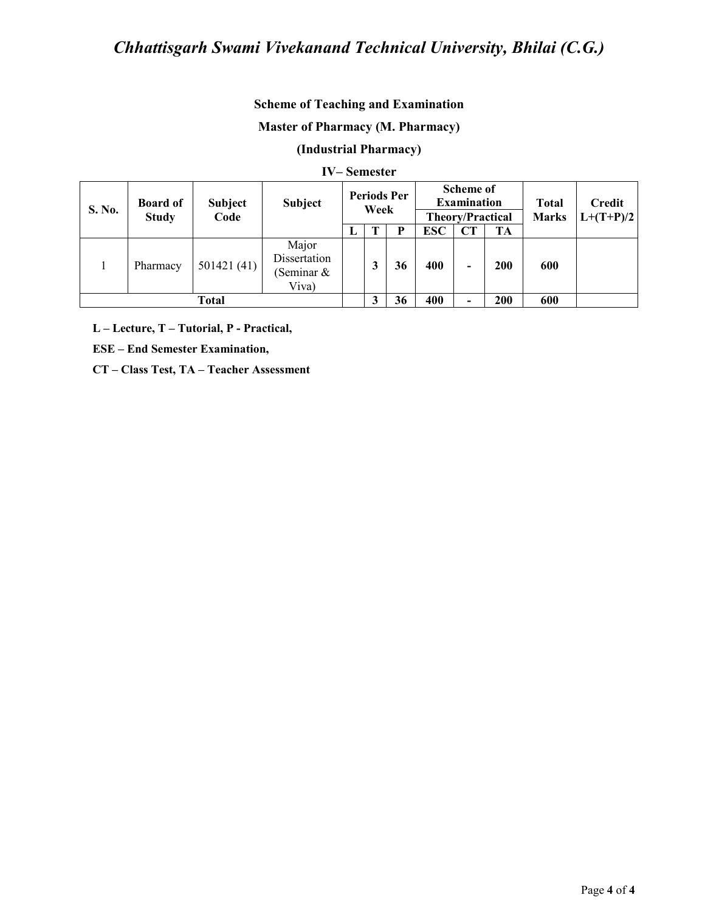# *Chhattisgarh Swami Vivekanand Technical University, Bhilai (C.G.)*

**Scheme of Teaching and Examination**

**Master of Pharmacy (M. Pharmacy)**

**(Industrial Pharmacy)**

**IV– Semester**

| S. No. | Board of Study | Subject Code | Subject | Periods Per Week | | | Scheme of Examination Theory/Practical | | | Total Marks | Credit L+(T+P)/2 |
|---|---|---|---|---|---|---|---|---|---|---|---|
| | | | | L | T | P | ESC | CT | TA | | |
| 1 | Pharmacy | 501421 (41) | Major Dissertation (Seminar & Viva) | | 3 | 36 | 400 | - | 200 | 600 | |
| Total | | | | | 3 | 36 | 400 | - | 200 | 600 | |

**L – Lecture, T – Tutorial, P - Practical,**

**ESE – End Semester Examination,**

**CT – Class Test, TA – Teacher Assessment**